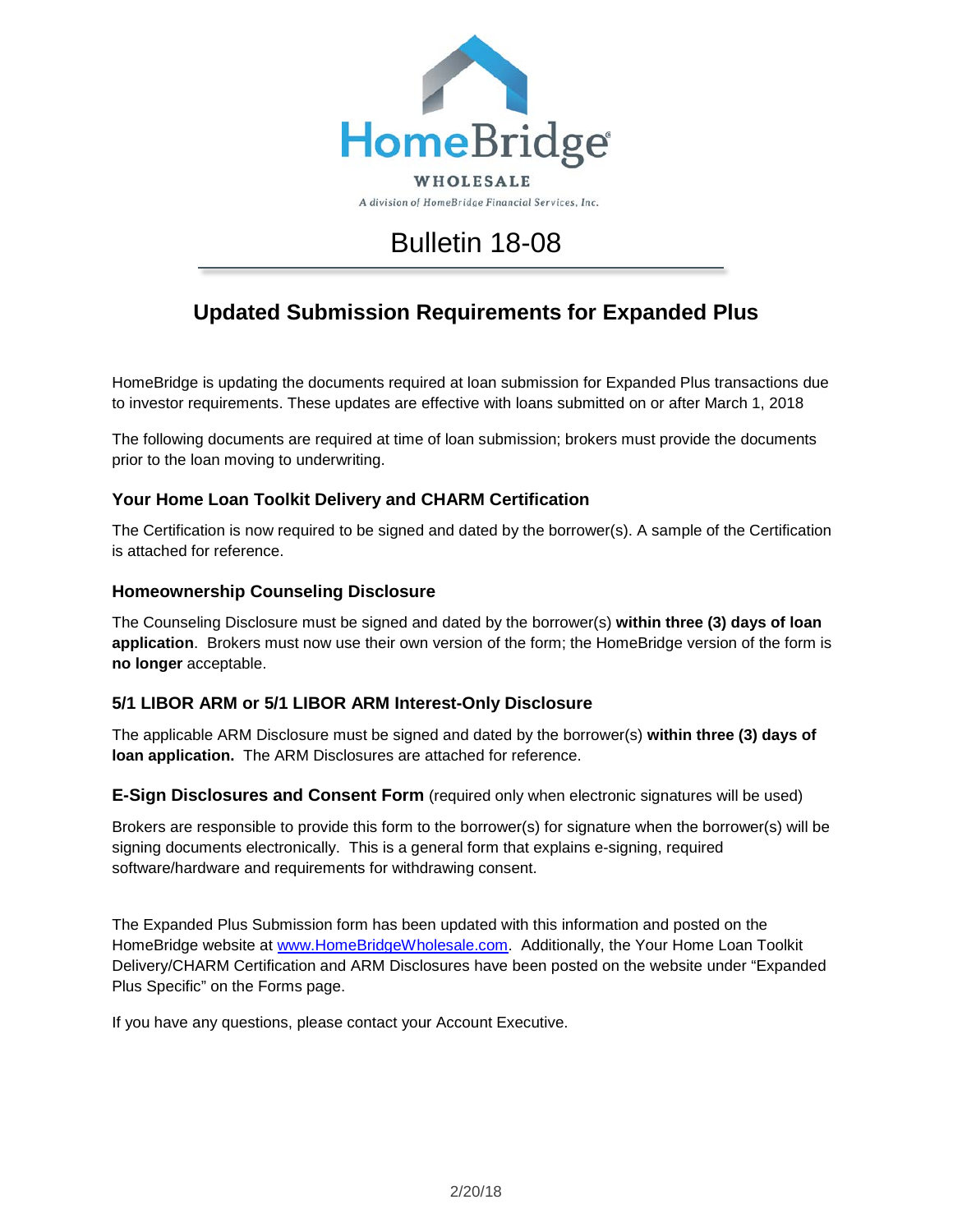HomeBridge

WHOLESALE

*A division of HomeBridge Financial Services, Inc.*

# Bulletin 18-08

## Updated Submission Requirements for Expanded Plus

HomeBridge is updating the documents required at loan submission for Expanded Plus transactions due to investor requirements. These updates are effective with loans submitted on or after March 1, 2018

The following documents are required at time of loan submission; brokers must provide the documents prior to the loan moving to underwriting.

### Your Home Loan Toolkit Delivery and CHARM Certification

The Certification is now required to be signed and dated by the borrower(s). A sample of the Certification is attached for reference.

### Homeownership Counseling Disclosure

The Counseling Disclosure must be signed and dated by the borrower(s) **within three (3) days of loan application**. Brokers must now use their own version of the form; the HomeBridge version of the form is **no longer** acceptable.

### 5/1 LIBOR ARM or 5/1 LIBOR ARM Interest-Only Disclosure

The applicable ARM Disclosure must be signed and dated by the borrower(s) **within three (3) days of loan application.** The ARM Disclosures are attached for reference.

### E-Sign Disclosures and Consent Form (required only when electronic signatures will be used)

Brokers are responsible to provide this form to the borrower(s) for signature when the borrower(s) will be signing documents electronically. This is a general form that explains e-signing, required software/hardware and requirements for withdrawing consent.

The Expanded Plus Submission form has been updated with this information and posted on the HomeBridge website at www.HomeBridgeWholesale.com. Additionally, the Your Home Loan Toolkit Delivery/CHARM Certification and ARM Disclosures have been posted on the website under "Expanded Plus Specific" on the Forms page.

If you have any questions, please contact your Account Executive.

2/20/18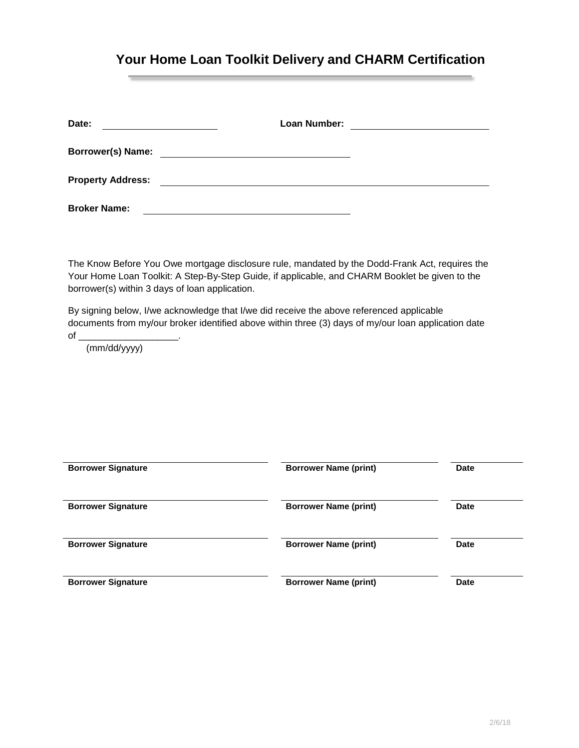# Your Home Loan Toolkit Delivery and CHARM Certification

**Date:** ____________________ **Loan Number:** ________________________

**Borrower(s) Name:** ________________________________

**Property Address:** ____________________________________________________________

**Broker Name:** ________________________________

The Know Before You Owe mortgage disclosure rule, mandated by the Dodd-Frank Act, requires the Your Home Loan Toolkit: A Step-By-Step Guide, if applicable, and CHARM Booklet be given to the borrower(s) within 3 days of loan application.

By signing below, I/we acknowledge that I/we did receive the above referenced applicable documents from my/our broker identified above within three (3) days of my/our loan application date of __________________.
(mm/dd/yyyy)

| Borrower Signature | Borrower Name (print) | Date |
|---|---|---|
| | | |

| Borrower Signature | Borrower Name (print) | Date |
|---|---|---|
| | | |

| Borrower Signature | Borrower Name (print) | Date |
|---|---|---|
| | | |

| Borrower Signature | Borrower Name (print) | Date |
|---|---|---|
| | | |

2/6/18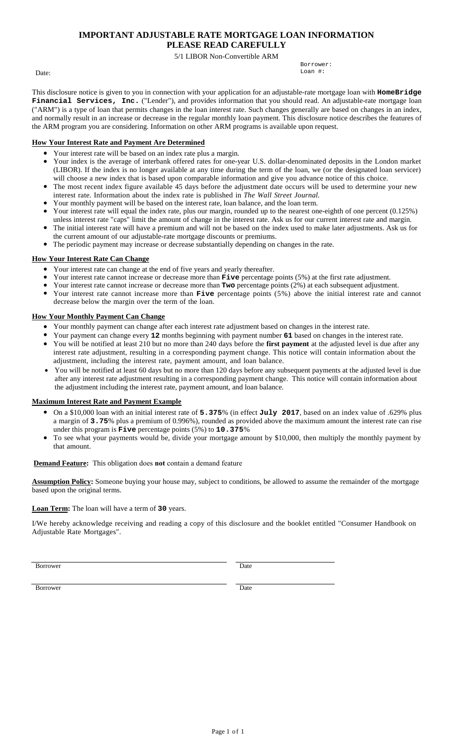# IMPORTANT ADJUSTABLE RATE MORTGAGE LOAN INFORMATION
# PLEASE READ CAREFULLY

5/1 LIBOR Non-Convertible ARM

Date:

Borrower:
Loan #:

This disclosure notice is given to you in connection with your application for an adjustable-rate mortgage loan with **HomeBridge Financial Services, Inc.** ("Lender"), and provides information that you should read. An adjustable-rate mortgage loan ("ARM") is a type of loan that permits changes in the loan interest rate. Such changes generally are based on changes in an index, and normally result in an increase or decrease in the regular monthly loan payment. This disclosure notice describes the features of the ARM program you are considering. Information on other ARM programs is available upon request.

**How Your Interest Rate and Payment Are Determined**

- Your interest rate will be based on an index rate plus a margin.
- Your index is the average of interbank offered rates for one-year U.S. dollar-denominated deposits in the London market (LIBOR). If the index is no longer available at any time during the term of the loan, we (or the designated loan servicer) will choose a new index that is based upon comparable information and give you advance notice of this choice.
- The most recent index figure available 45 days before the adjustment date occurs will be used to determine your new interest rate. Information about the index rate is published in *The Wall Street Journal.*
- Your monthly payment will be based on the interest rate, loan balance, and the loan term.
- Your interest rate will equal the index rate, plus our margin, rounded up to the nearest one-eighth of one percent (0.125%) unless interest rate "caps" limit the amount of change in the interest rate. Ask us for our current interest rate and margin.
- The initial interest rate will have a premium and will not be based on the index used to make later adjustments. Ask us for the current amount of our adjustable-rate mortgage discounts or premiums.
- The periodic payment may increase or decrease substantially depending on changes in the rate.

**How Your Interest Rate Can Change**

- Your interest rate can change at the end of five years and yearly thereafter.
- Your interest rate cannot increase or decrease more than **Five** percentage points (5%) at the first rate adjustment.
- Your interest rate cannot increase or decrease more than **Two** percentage points (2%) at each subsequent adjustment.
- Your interest rate cannot increase more than **Five** percentage points (5%) above the initial interest rate and cannot decrease below the margin over the term of the loan.

**How Your Monthly Payment Can Change**

- Your monthly payment can change after each interest rate adjustment based on changes in the interest rate.
- Your payment can change every **12** months beginning with payment number **61** based on changes in the interest rate.
- You will be notified at least 210 but no more than 240 days before the **first payment** at the adjusted level is due after any interest rate adjustment, resulting in a corresponding payment change. This notice will contain information about the adjustment, including the interest rate, payment amount, and loan balance.
- You will be notified at least 60 days but no more than 120 days before any subsequent payments at the adjusted level is due after any interest rate adjustment resulting in a corresponding payment change. This notice will contain information about the adjustment including the interest rate, payment amount, and loan balance.

**Maximum Interest Rate and Payment Example**

- On a $10,000 loan with an initial interest rate of **5.375**% (in effect **July 2017**, based on an index value of .629% plus a margin of **3.75**% plus a premium of 0.996%), rounded as provided above the maximum amount the interest rate can rise under this program is **Five** percentage points (5%) to **10.375**%
- To see what your payments would be, divide your mortgage amount by $10,000, then multiply the monthly payment by that amount.

**Demand Feature:** This obligation does **not** contain a demand feature

**Assumption Policy:** Someone buying your house may, subject to conditions, be allowed to assume the remainder of the mortgage based upon the original terms.

**Loan Term:** The loan will have a term of **30** years.

I/We hereby acknowledge receiving and reading a copy of this disclosure and the booklet entitled "Consumer Handbook on Adjustable Rate Mortgages".

Borrower　　　　　　　　　　Date

Borrower　　　　　　　　　　Date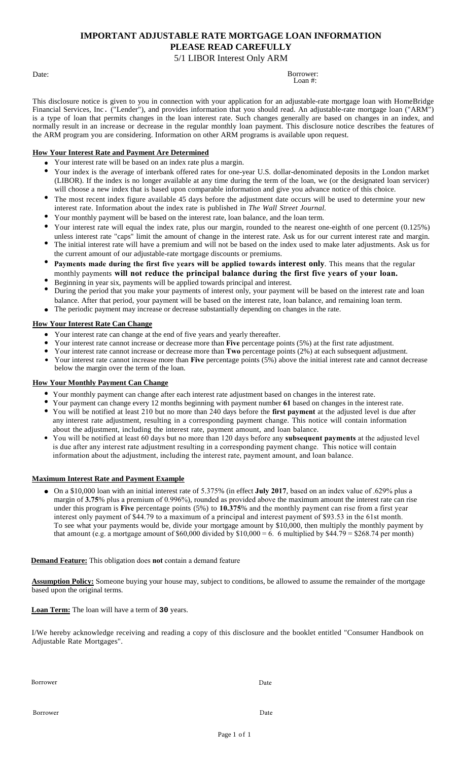# IMPORTANT ADJUSTABLE RATE MORTGAGE LOAN INFORMATION
# PLEASE READ CAREFULLY
## 5/1 LIBOR Interest Only ARM

Date:

Borrower:
Loan #:

This disclosure notice is given to you in connection with your application for an adjustable-rate mortgage loan with HomeBridge Financial Services, Inc. ("Lender"), and provides information that you should read. An adjustable-rate mortgage loan ("ARM") is a type of loan that permits changes in the loan interest rate. Such changes generally are based on changes in an index, and normally result in an increase or decrease in the regular monthly loan payment. This disclosure notice describes the features of the ARM program you are considering. Information on other ARM programs is available upon request.

**How Your Interest Rate and Payment Are Determined**

- Your interest rate will be based on an index rate plus a margin.
- Your index is the average of interbank offered rates for one-year U.S. dollar-denominated deposits in the London market (LIBOR). If the index is no longer available at any time during the term of the loan, we (or the designated loan servicer) will choose a new index that is based upon comparable information and give you advance notice of this choice.
- The most recent index figure available 45 days before the adjustment date occurs will be used to determine your new interest rate. Information about the index rate is published in *The Wall Street Journal.*
- Your monthly payment will be based on the interest rate, loan balance, and the loan term.
- Your interest rate will equal the index rate, plus our margin, rounded to the nearest one-eighth of one percent (0.125%) unless interest rate "caps" limit the amount of change in the interest rate. Ask us for our current interest rate and margin.
- The initial interest rate will have a premium and will not be based on the index used to make later adjustments. Ask us for the current amount of our adjustable-rate mortgage discounts or premiums.
- **Payments made during the first five years will be applied towards interest only**. This means that the regular monthly payments **will not reduce the principal balance during the first five years of your loan.**
- Beginning in year six, payments will be applied towards principal and interest.
- During the period that you make your payments of interest only, your payment will be based on the interest rate and loan balance. After that period, your payment will be based on the interest rate, loan balance, and remaining loan term.
- The periodic payment may increase or decrease substantially depending on changes in the rate.

**How Your Interest Rate Can Change**

- Your interest rate can change at the end of five years and yearly thereafter.
- Your interest rate cannot increase or decrease more than **Five** percentage points (5%) at the first rate adjustment.
- Your interest rate cannot increase or decrease more than **Two** percentage points (2%) at each subsequent adjustment.
- Your interest rate cannot increase more than **Five** percentage points (5%) above the initial interest rate and cannot decrease below the margin over the term of the loan.

**How Your Monthly Payment Can Change**

- Your monthly payment can change after each interest rate adjustment based on changes in the interest rate.
- Your payment can change every 12 months beginning with payment number **61** based on changes in the interest rate.
- You will be notified at least 210 but no more than 240 days before the **first payment** at the adjusted level is due after any interest rate adjustment, resulting in a corresponding payment change. This notice will contain information about the adjustment, including the interest rate, payment amount, and loan balance.
- You will be notified at least 60 days but no more than 120 days before any **subsequent payments** at the adjusted level is due after any interest rate adjustment resulting in a corresponding payment change. This notice will contain information about the adjustment, including the interest rate, payment amount, and loan balance.

**Maximum Interest Rate and Payment Example**

- On a $10,000 loan with an initial interest rate of 5.375% (in effect **July 2017**, based on an index value of .629% plus a margin of **3.75**% plus a premium of 0.996%), rounded as provided above the maximum amount the interest rate can rise under this program is **Five** percentage points (5%) to **10.375**% and the monthly payment can rise from a first year interest only payment of $44.79 to a maximum of a principal and interest payment of $93.53 in the 61st month. To see what your payments would be, divide your mortgage amount by $10,000, then multiply the monthly payment by that amount (e.g. a mortgage amount of $60,000 divided by $10,000 = 6. 6 multiplied by $44.79 = $268.74 per month)

**Demand Feature:** This obligation does **not** contain a demand feature

**Assumption Policy:** Someone buying your house may, subject to conditions, be allowed to assume the remainder of the mortgage based upon the original terms.

**Loan Term:** The loan will have a term of **30** years.

I/We hereby acknowledge receiving and reading a copy of this disclosure and the booklet entitled "Consumer Handbook on Adjustable Rate Mortgages".

Borrower Date

Borrower Date